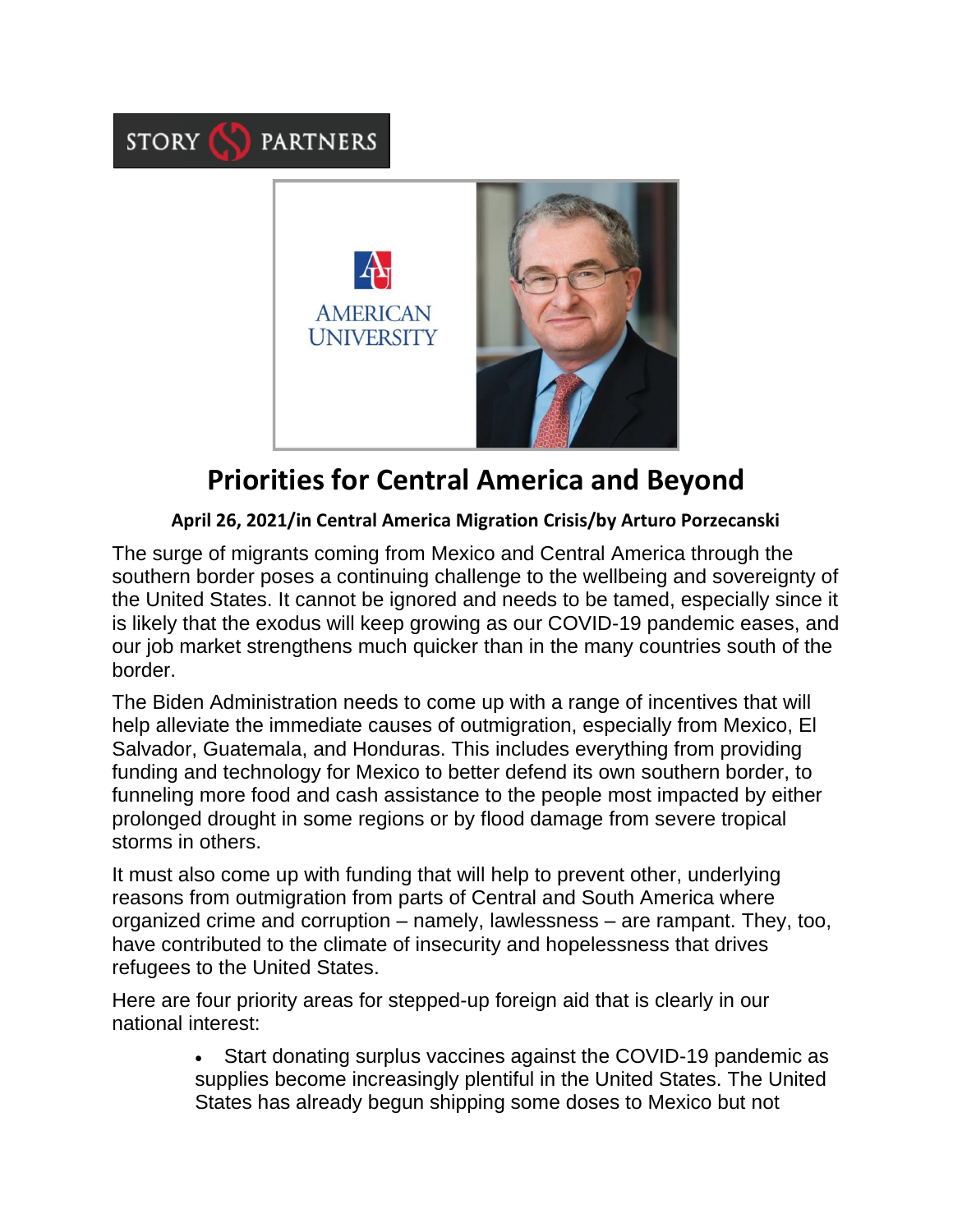STORY PARTNERS

AMERICAN UNIVERSITY

# Priorities for Central America and Beyond

**April 26, 2021/in Central America Migration Crisis/by Arturo Porzecanski**

The surge of migrants coming from Mexico and Central America through the southern border poses a continuing challenge to the wellbeing and sovereignty of the United States. It cannot be ignored and needs to be tamed, especially since it is likely that the exodus will keep growing as our COVID-19 pandemic eases, and our job market strengthens much quicker than in the many countries south of the border.

The Biden Administration needs to come up with a range of incentives that will help alleviate the immediate causes of outmigration, especially from Mexico, El Salvador, Guatemala, and Honduras. This includes everything from providing funding and technology for Mexico to better defend its own southern border, to funneling more food and cash assistance to the people most impacted by either prolonged drought in some regions or by flood damage from severe tropical storms in others.

It must also come up with funding that will help to prevent other, underlying reasons from outmigration from parts of Central and South America where organized crime and corruption – namely, lawlessness – are rampant. They, too, have contributed to the climate of insecurity and hopelessness that drives refugees to the United States.

Here are four priority areas for stepped-up foreign aid that is clearly in our national interest:

- Start donating surplus vaccines against the COVID-19 pandemic as supplies become increasingly plentiful in the United States. The United States has already begun shipping some doses to Mexico but not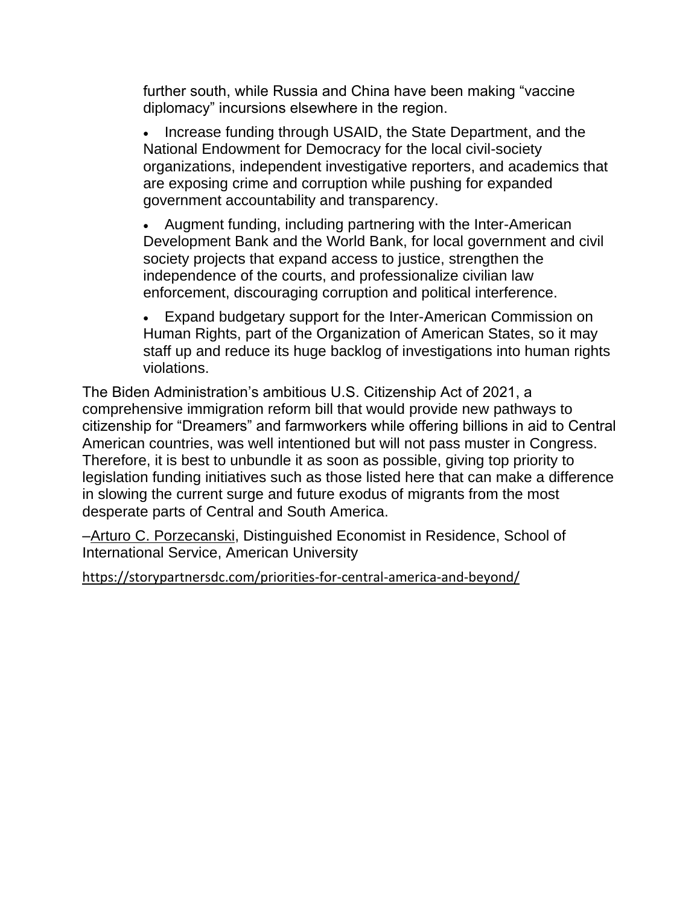further south, while Russia and China have been making "vaccine diplomacy" incursions elsewhere in the region.

- Increase funding through USAID, the State Department, and the National Endowment for Democracy for the local civil-society organizations, independent investigative reporters, and academics that are exposing crime and corruption while pushing for expanded government accountability and transparency.
- Augment funding, including partnering with the Inter-American Development Bank and the World Bank, for local government and civil society projects that expand access to justice, strengthen the independence of the courts, and professionalize civilian law enforcement, discouraging corruption and political interference.
- Expand budgetary support for the Inter-American Commission on Human Rights, part of the Organization of American States, so it may staff up and reduce its huge backlog of investigations into human rights violations.

The Biden Administration's ambitious U.S. Citizenship Act of 2021, a comprehensive immigration reform bill that would provide new pathways to citizenship for "Dreamers" and farmworkers while offering billions in aid to Central American countries, was well intentioned but will not pass muster in Congress. Therefore, it is best to unbundle it as soon as possible, giving top priority to legislation funding initiatives such as those listed here that can make a difference in slowing the current surge and future exodus of migrants from the most desperate parts of Central and South America.

–Arturo C. Porzecanski, Distinguished Economist in Residence, School of International Service, American University

https://storypartnersdc.com/priorities-for-central-america-and-beyond/